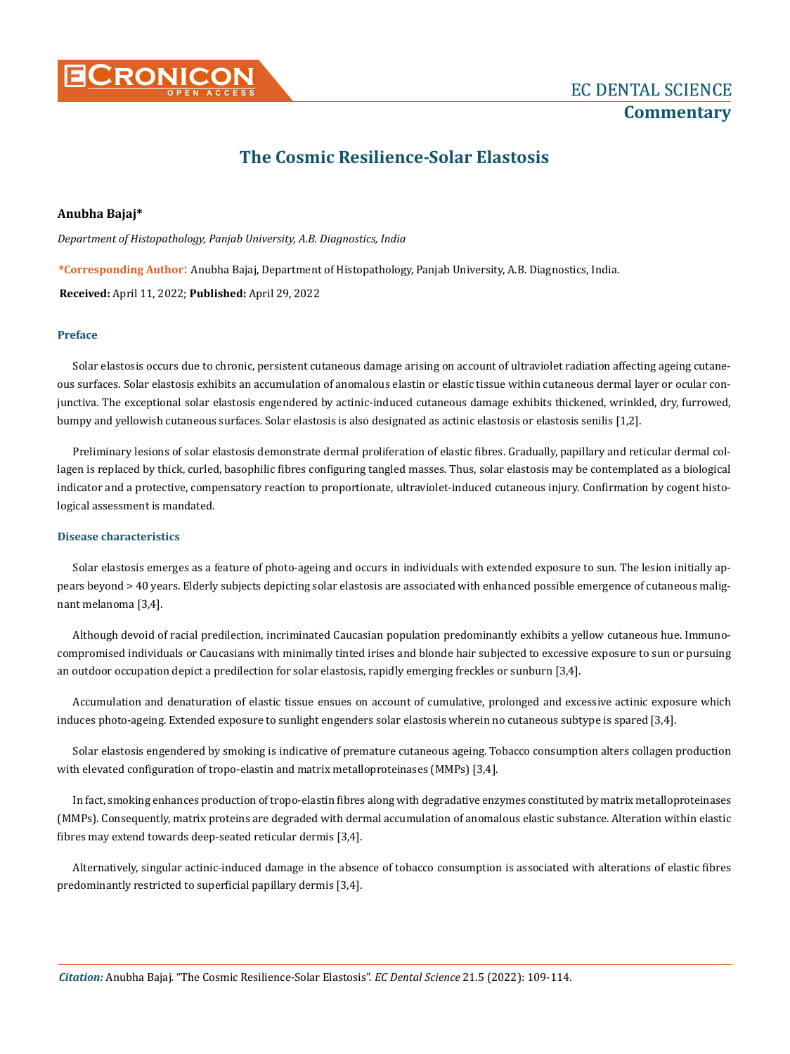# The Cosmic Resilience-Solar Elastosis

**Anubha Bajaj***

*Department of Histopathology, Panjab University, A.B. Diagnostics, India*

**\*Corresponding Author:** Anubha Bajaj, Department of Histopathology, Panjab University, A.B. Diagnostics, India.

**Received:** April 11, 2022; **Published:** April 29, 2022

## Preface

Solar elastosis occurs due to chronic, persistent cutaneous damage arising on account of ultraviolet radiation affecting ageing cutaneous surfaces. Solar elastosis exhibits an accumulation of anomalous elastin or elastic tissue within cutaneous dermal layer or ocular conjunctiva. The exceptional solar elastosis engendered by actinic-induced cutaneous damage exhibits thickened, wrinkled, dry, furrowed, bumpy and yellowish cutaneous surfaces. Solar elastosis is also designated as actinic elastosis or elastosis senilis [1,2].

Preliminary lesions of solar elastosis demonstrate dermal proliferation of elastic fibres. Gradually, papillary and reticular dermal collagen is replaced by thick, curled, basophilic fibres configuring tangled masses. Thus, solar elastosis may be contemplated as a biological indicator and a protective, compensatory reaction to proportionate, ultraviolet-induced cutaneous injury. Confirmation by cogent histological assessment is mandated.

## Disease characteristics

Solar elastosis emerges as a feature of photo-ageing and occurs in individuals with extended exposure to sun. The lesion initially appears beyond > 40 years. Elderly subjects depicting solar elastosis are associated with enhanced possible emergence of cutaneous malignant melanoma [3,4].

Although devoid of racial predilection, incriminated Caucasian population predominantly exhibits a yellow cutaneous hue. Immunocompromised individuals or Caucasians with minimally tinted irises and blonde hair subjected to excessive exposure to sun or pursuing an outdoor occupation depict a predilection for solar elastosis, rapidly emerging freckles or sunburn [3,4].

Accumulation and denaturation of elastic tissue ensues on account of cumulative, prolonged and excessive actinic exposure which induces photo-ageing. Extended exposure to sunlight engenders solar elastosis wherein no cutaneous subtype is spared [3,4].

Solar elastosis engendered by smoking is indicative of premature cutaneous ageing. Tobacco consumption alters collagen production with elevated configuration of tropo-elastin and matrix metalloproteinases (MMPs) [3,4].

In fact, smoking enhances production of tropo-elastin fibres along with degradative enzymes constituted by matrix metalloproteinases (MMPs). Consequently, matrix proteins are degraded with dermal accumulation of anomalous elastic substance. Alteration within elastic fibres may extend towards deep-seated reticular dermis [3,4].

Alternatively, singular actinic-induced damage in the absence of tobacco consumption is associated with alterations of elastic fibres predominantly restricted to superficial papillary dermis [3,4].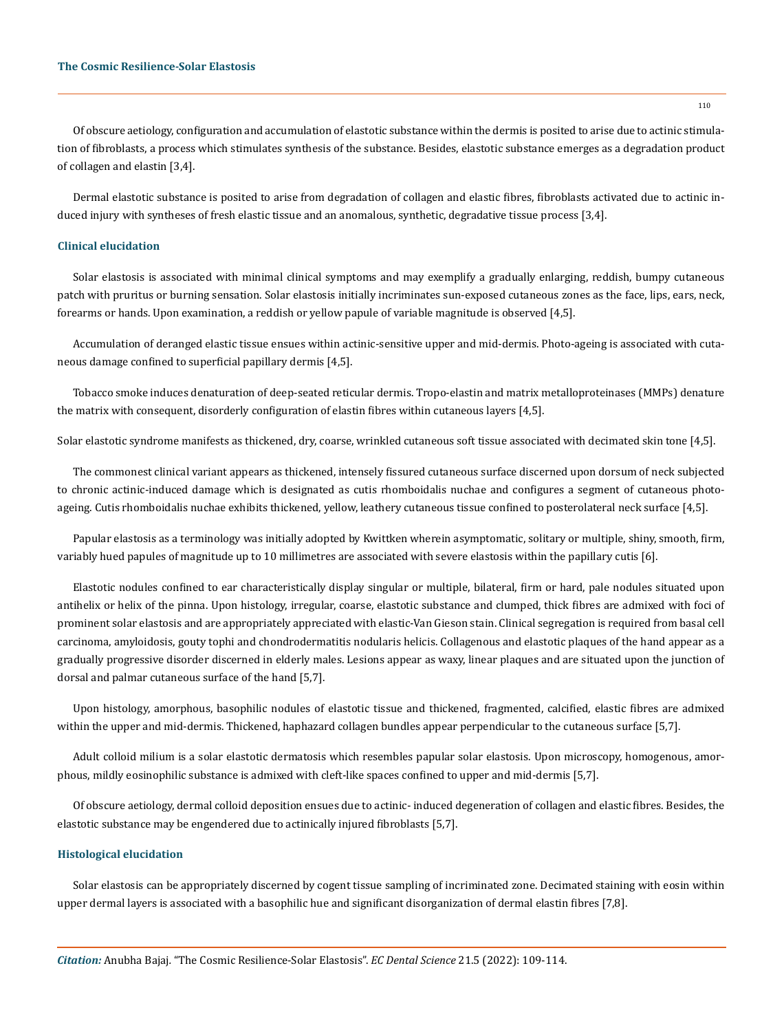Of obscure aetiology, configuration and accumulation of elastotic substance within the dermis is posited to arise due to actinic stimulation of fibroblasts, a process which stimulates synthesis of the substance. Besides, elastotic substance emerges as a degradation product of collagen and elastin [3,4].

Dermal elastotic substance is posited to arise from degradation of collagen and elastic fibres, fibroblasts activated due to actinic induced injury with syntheses of fresh elastic tissue and an anomalous, synthetic, degradative tissue process [3,4].

## Clinical elucidation

Solar elastosis is associated with minimal clinical symptoms and may exemplify a gradually enlarging, reddish, bumpy cutaneous patch with pruritus or burning sensation. Solar elastosis initially incriminates sun-exposed cutaneous zones as the face, lips, ears, neck, forearms or hands. Upon examination, a reddish or yellow papule of variable magnitude is observed [4,5].

Accumulation of deranged elastic tissue ensues within actinic-sensitive upper and mid-dermis. Photo-ageing is associated with cutaneous damage confined to superficial papillary dermis [4,5].

Tobacco smoke induces denaturation of deep-seated reticular dermis. Tropo-elastin and matrix metalloproteinases (MMPs) denature the matrix with consequent, disorderly configuration of elastin fibres within cutaneous layers [4,5].

Solar elastotic syndrome manifests as thickened, dry, coarse, wrinkled cutaneous soft tissue associated with decimated skin tone [4,5].

The commonest clinical variant appears as thickened, intensely fissured cutaneous surface discerned upon dorsum of neck subjected to chronic actinic-induced damage which is designated as cutis rhomboidalis nuchae and configures a segment of cutaneous photo-ageing. Cutis rhomboidalis nuchae exhibits thickened, yellow, leathery cutaneous tissue confined to posterolateral neck surface [4,5].

Papular elastosis as a terminology was initially adopted by Kwittken wherein asymptomatic, solitary or multiple, shiny, smooth, firm, variably hued papules of magnitude up to 10 millimetres are associated with severe elastosis within the papillary cutis [6].

Elastotic nodules confined to ear characteristically display singular or multiple, bilateral, firm or hard, pale nodules situated upon antihelix or helix of the pinna. Upon histology, irregular, coarse, elastotic substance and clumped, thick fibres are admixed with foci of prominent solar elastosis and are appropriately appreciated with elastic-Van Gieson stain. Clinical segregation is required from basal cell carcinoma, amyloidosis, gouty tophi and chondrodermatitis nodularis helicis. Collagenous and elastotic plaques of the hand appear as a gradually progressive disorder discerned in elderly males. Lesions appear as waxy, linear plaques and are situated upon the junction of dorsal and palmar cutaneous surface of the hand [5,7].

Upon histology, amorphous, basophilic nodules of elastotic tissue and thickened, fragmented, calcified, elastic fibres are admixed within the upper and mid-dermis. Thickened, haphazard collagen bundles appear perpendicular to the cutaneous surface [5,7].

Adult colloid milium is a solar elastotic dermatosis which resembles papular solar elastosis. Upon microscopy, homogenous, amorphous, mildly eosinophilic substance is admixed with cleft-like spaces confined to upper and mid-dermis [5,7].

Of obscure aetiology, dermal colloid deposition ensues due to actinic- induced degeneration of collagen and elastic fibres. Besides, the elastotic substance may be engendered due to actinically injured fibroblasts [5,7].

## Histological elucidation

Solar elastosis can be appropriately discerned by cogent tissue sampling of incriminated zone. Decimated staining with eosin within upper dermal layers is associated with a basophilic hue and significant disorganization of dermal elastin fibres [7,8].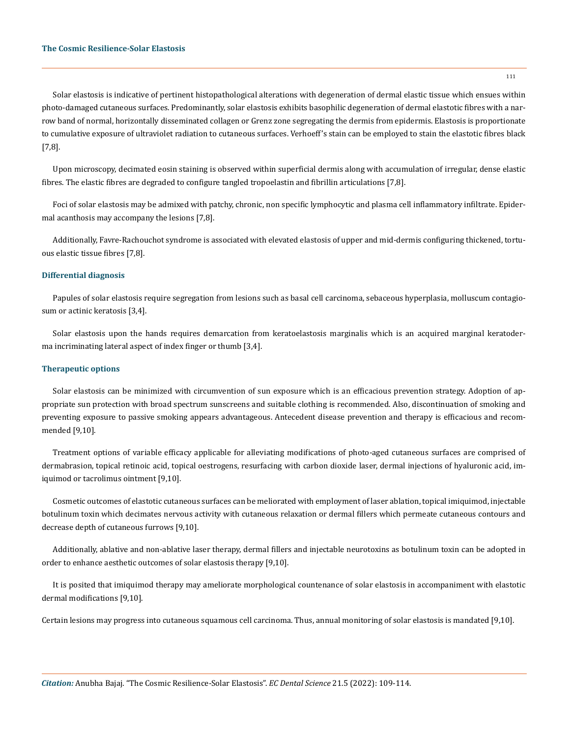Solar elastosis is indicative of pertinent histopathological alterations with degeneration of dermal elastic tissue which ensues within photo-damaged cutaneous surfaces. Predominantly, solar elastosis exhibits basophilic degeneration of dermal elastotic fibres with a narrow band of normal, horizontally disseminated collagen or Grenz zone segregating the dermis from epidermis. Elastosis is proportionate to cumulative exposure of ultraviolet radiation to cutaneous surfaces. Verhoeff's stain can be employed to stain the elastotic fibres black [7,8].

Upon microscopy, decimated eosin staining is observed within superficial dermis along with accumulation of irregular, dense elastic fibres. The elastic fibres are degraded to configure tangled tropoelastin and fibrillin articulations [7,8].

Foci of solar elastosis may be admixed with patchy, chronic, non specific lymphocytic and plasma cell inflammatory infiltrate. Epidermal acanthosis may accompany the lesions [7,8].

Additionally, Favre-Rachouchot syndrome is associated with elevated elastosis of upper and mid-dermis configuring thickened, tortuous elastic tissue fibres [7,8].

### Differential diagnosis

Papules of solar elastosis require segregation from lesions such as basal cell carcinoma, sebaceous hyperplasia, molluscum contagiosum or actinic keratosis [3,4].

Solar elastosis upon the hands requires demarcation from keratoelastosis marginalis which is an acquired marginal keratoderma incriminating lateral aspect of index finger or thumb [3,4].

### Therapeutic options

Solar elastosis can be minimized with circumvention of sun exposure which is an efficacious prevention strategy. Adoption of appropriate sun protection with broad spectrum sunscreens and suitable clothing is recommended. Also, discontinuation of smoking and preventing exposure to passive smoking appears advantageous. Antecedent disease prevention and therapy is efficacious and recommended [9,10].

Treatment options of variable efficacy applicable for alleviating modifications of photo-aged cutaneous surfaces are comprised of dermabrasion, topical retinoic acid, topical oestrogens, resurfacing with carbon dioxide laser, dermal injections of hyaluronic acid, imiquimod or tacrolimus ointment [9,10].

Cosmetic outcomes of elastotic cutaneous surfaces can be meliorated with employment of laser ablation, topical imiquimod, injectable botulinum toxin which decimates nervous activity with cutaneous relaxation or dermal fillers which permeate cutaneous contours and decrease depth of cutaneous furrows [9,10].

Additionally, ablative and non-ablative laser therapy, dermal fillers and injectable neurotoxins as botulinum toxin can be adopted in order to enhance aesthetic outcomes of solar elastosis therapy [9,10].

It is posited that imiquimod therapy may ameliorate morphological countenance of solar elastosis in accompaniment with elastotic dermal modifications [9,10].

Certain lesions may progress into cutaneous squamous cell carcinoma. Thus, annual monitoring of solar elastosis is mandated [9,10].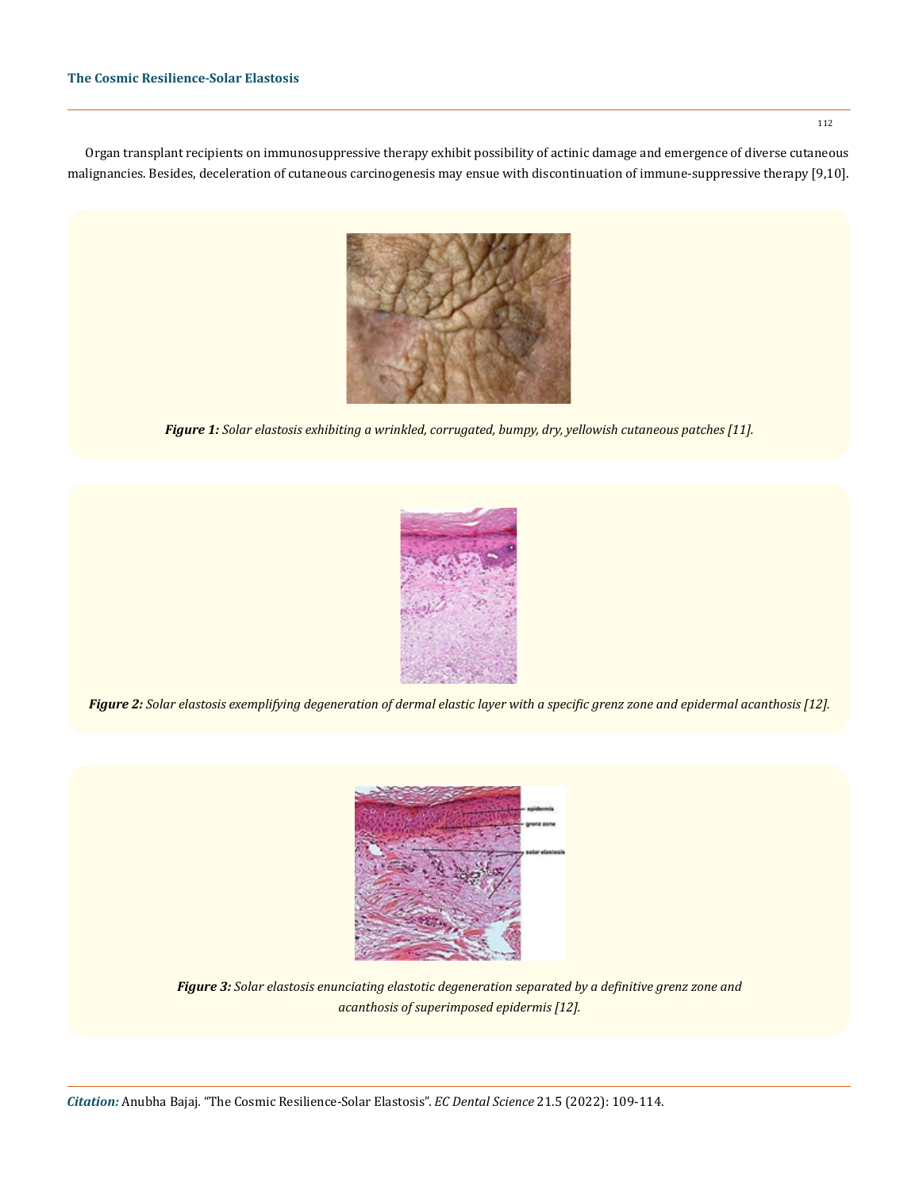Organ transplant recipients on immunosuppressive therapy exhibit possibility of actinic damage and emergence of diverse cutaneous malignancies. Besides, deceleration of cutaneous carcinogenesis may ensue with discontinuation of immune-suppressive therapy [9,10].

***Figure 1:*** *Solar elastosis exhibiting a wrinkled, corrugated, bumpy, dry, yellowish cutaneous patches [11].*

***Figure 2:*** *Solar elastosis exemplifying degeneration of dermal elastic layer with a specific grenz zone and epidermal acanthosis [12].*

***Figure 3:*** *Solar elastosis enunciating elastotic degeneration separated by a definitive grenz zone and acanthosis of superimposed epidermis [12].*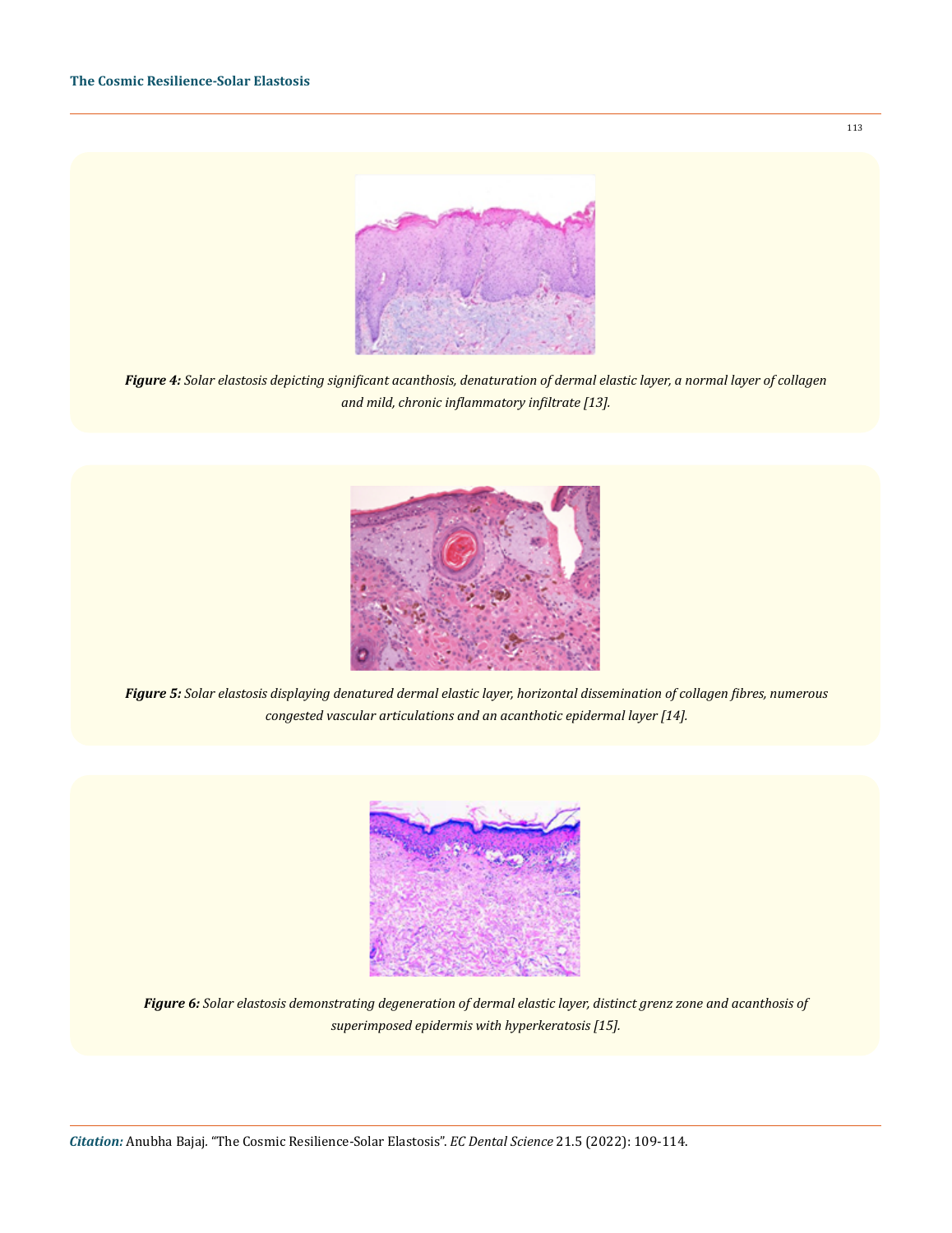*__Figure 4:__ Solar elastosis depicting significant acanthosis, denaturation of dermal elastic layer, a normal layer of collagen and mild, chronic inflammatory infiltrate [13].*

*__Figure 5:__ Solar elastosis displaying denatured dermal elastic layer, horizontal dissemination of collagen fibres, numerous congested vascular articulations and an acanthotic epidermal layer [14].*

*__Figure 6:__ Solar elastosis demonstrating degeneration of dermal elastic layer, distinct grenz zone and acanthosis of superimposed epidermis with hyperkeratosis [15].*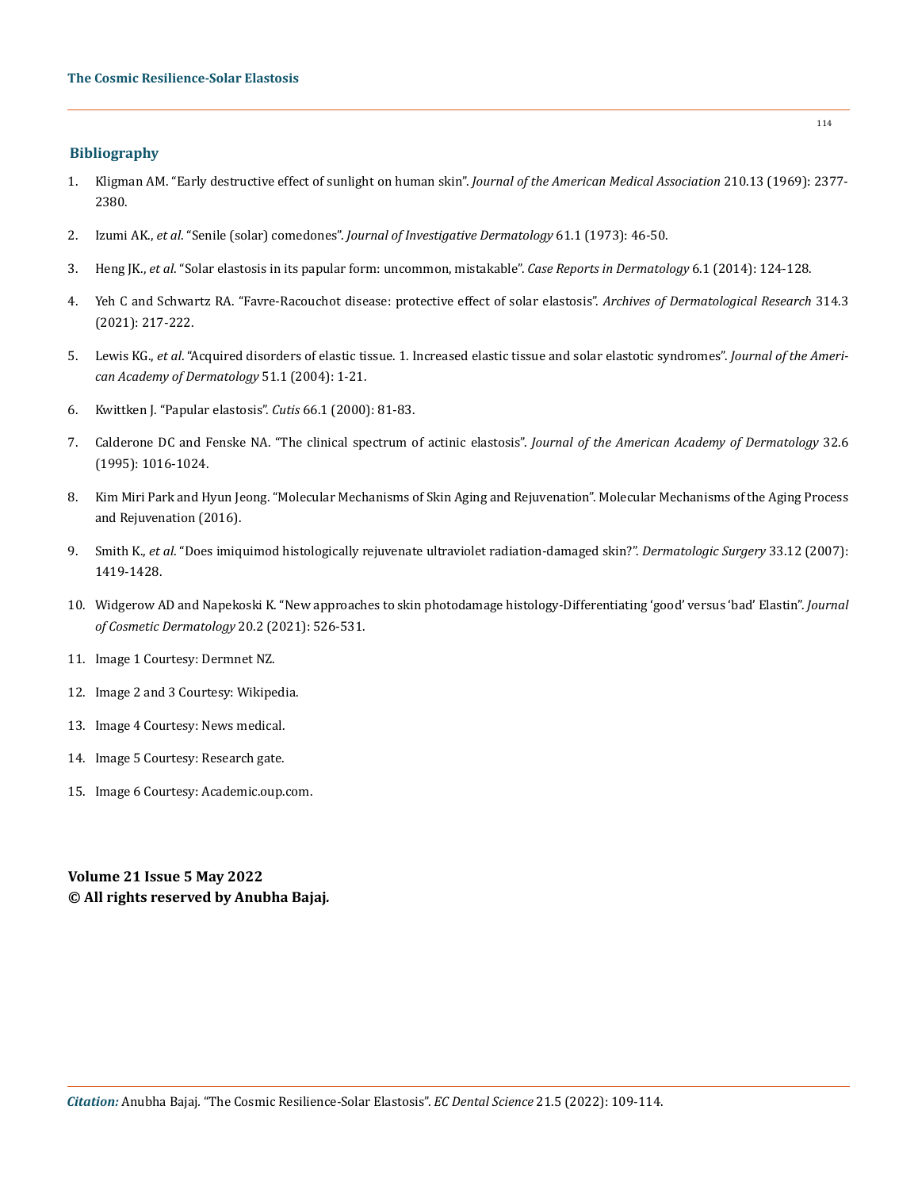## Bibliography

1. Kligman AM. "Early destructive effect of sunlight on human skin". *Journal of the American Medical Association* 210.13 (1969): 2377-2380.
2. Izumi AK., *et al*. "Senile (solar) comedones". *Journal of Investigative Dermatology* 61.1 (1973): 46-50.
3. Heng JK., *et al*. "Solar elastosis in its papular form: uncommon, mistakable". *Case Reports in Dermatology* 6.1 (2014): 124-128.
4. Yeh C and Schwartz RA. "Favre-Racouchot disease: protective effect of solar elastosis". *Archives of Dermatological Research* 314.3 (2021): 217-222.
5. Lewis KG., *et al*. "Acquired disorders of elastic tissue. 1. Increased elastic tissue and solar elastotic syndromes". *Journal of the American Academy of Dermatology* 51.1 (2004): 1-21.
6. Kwittken J. "Papular elastosis". *Cutis* 66.1 (2000): 81-83.
7. Calderone DC and Fenske NA. "The clinical spectrum of actinic elastosis". *Journal of the American Academy of Dermatology* 32.6 (1995): 1016-1024.
8. Kim Miri Park and Hyun Jeong. "Molecular Mechanisms of Skin Aging and Rejuvenation". Molecular Mechanisms of the Aging Process and Rejuvenation (2016).
9. Smith K., *et al*. "Does imiquimod histologically rejuvenate ultraviolet radiation-damaged skin?". *Dermatologic Surgery* 33.12 (2007): 1419-1428.
10. Widgerow AD and Napekoski K. "New approaches to skin photodamage histology-Differentiating 'good' versus 'bad' Elastin". *Journal of Cosmetic Dermatology* 20.2 (2021): 526-531.
11. Image 1 Courtesy: Dermnet NZ.
12. Image 2 and 3 Courtesy: Wikipedia.
13. Image 4 Courtesy: News medical.
14. Image 5 Courtesy: Research gate.
15. Image 6 Courtesy: Academic.oup.com.

**Volume 21 Issue 5 May 2022**
**© All rights reserved by Anubha Bajaj.**